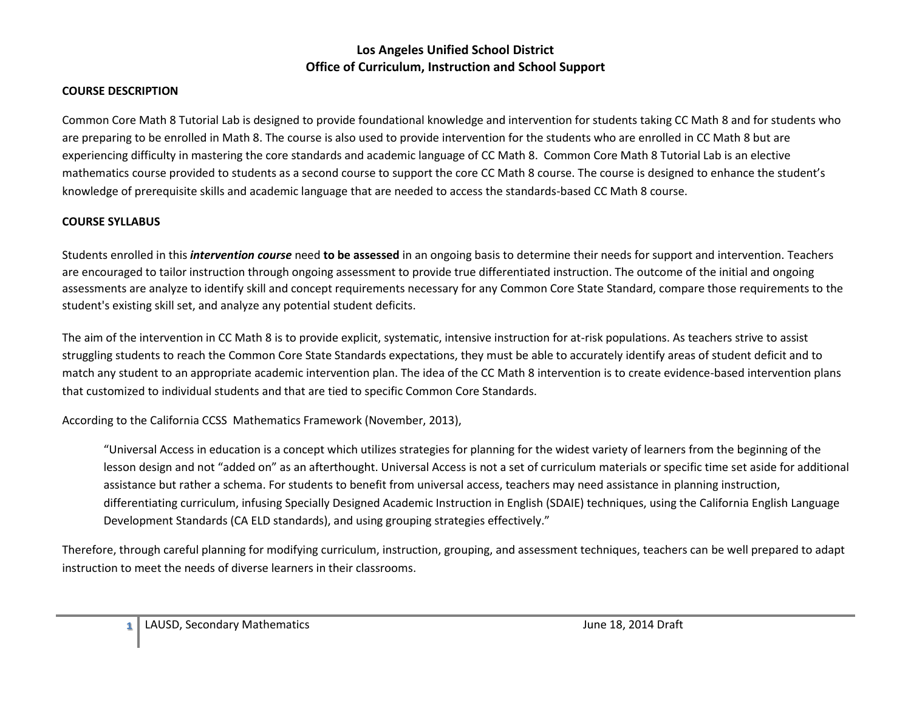**Los Angeles Unified School District**
**Office of Curriculum, Instruction and School Support**

**COURSE DESCRIPTION**

Common Core Math 8 Tutorial Lab is designed to provide foundational knowledge and intervention for students taking CC Math 8 and for students who are preparing to be enrolled in Math 8. The course is also used to provide intervention for the students who are enrolled in CC Math 8 but are experiencing difficulty in mastering the core standards and academic language of CC Math 8. Common Core Math 8 Tutorial Lab is an elective mathematics course provided to students as a second course to support the core CC Math 8 course. The course is designed to enhance the student's knowledge of prerequisite skills and academic language that are needed to access the standards-based CC Math 8 course.

**COURSE SYLLABUS**

Students enrolled in this ***intervention course*** need **to be assessed** in an ongoing basis to determine their needs for support and intervention. Teachers are encouraged to tailor instruction through ongoing assessment to provide true differentiated instruction. The outcome of the initial and ongoing assessments are analyze to identify skill and concept requirements necessary for any Common Core State Standard, compare those requirements to the student's existing skill set, and analyze any potential student deficits.

The aim of the intervention in CC Math 8 is to provide explicit, systematic, intensive instruction for at-risk populations. As teachers strive to assist struggling students to reach the Common Core State Standards expectations, they must be able to accurately identify areas of student deficit and to match any student to an appropriate academic intervention plan. The idea of the CC Math 8 intervention is to create evidence-based intervention plans that customized to individual students and that are tied to specific Common Core Standards.

According to the California CCSS Mathematics Framework (November, 2013),

> "Universal Access in education is a concept which utilizes strategies for planning for the widest variety of learners from the beginning of the lesson design and not "added on" as an afterthought. Universal Access is not a set of curriculum materials or specific time set aside for additional assistance but rather a schema. For students to benefit from universal access, teachers may need assistance in planning instruction, differentiating curriculum, infusing Specially Designed Academic Instruction in English (SDAIE) techniques, using the California English Language Development Standards (CA ELD standards), and using grouping strategies effectively."

Therefore, through careful planning for modifying curriculum, instruction, grouping, and assessment techniques, teachers can be well prepared to adapt instruction to meet the needs of diverse learners in their classrooms.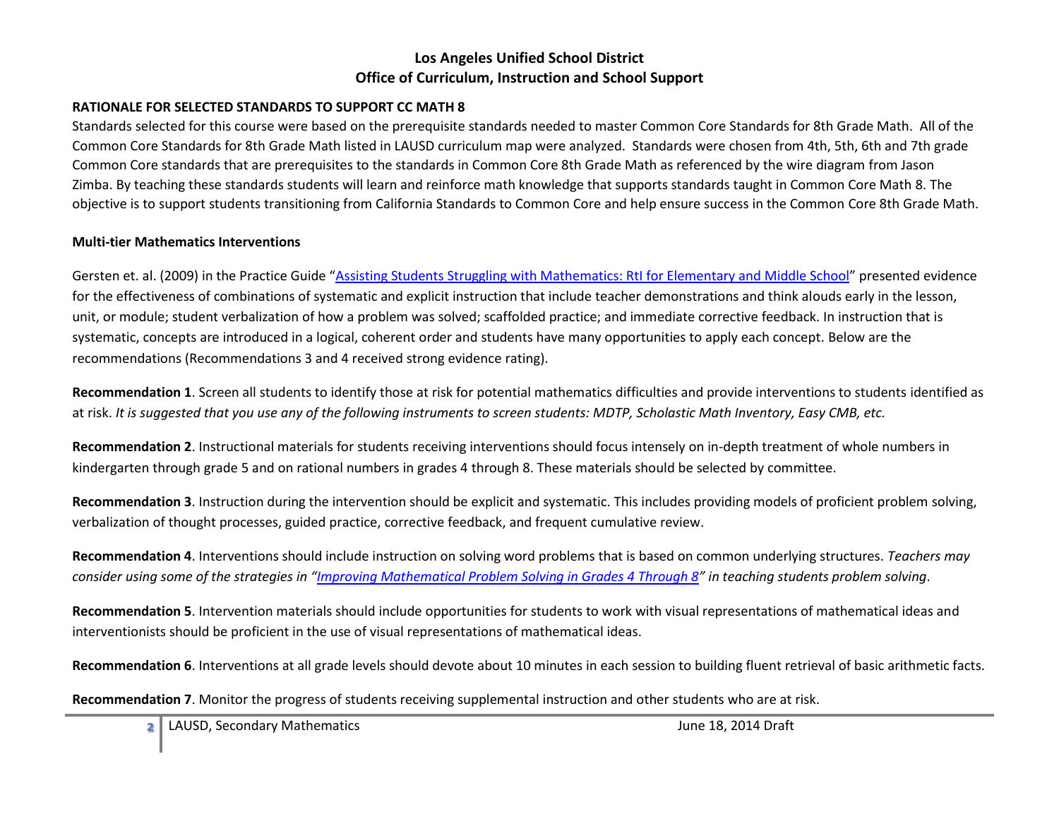# Los Angeles Unified School District
# Office of Curriculum, Instruction and School Support

## RATIONALE FOR SELECTED STANDARDS TO SUPPORT CC MATH 8

Standards selected for this course were based on the prerequisite standards needed to master Common Core Standards for 8th Grade Math. All of the Common Core Standards for 8th Grade Math listed in LAUSD curriculum map were analyzed. Standards were chosen from 4th, 5th, 6th and 7th grade Common Core standards that are prerequisites to the standards in Common Core 8th Grade Math as referenced by the wire diagram from Jason Zimba. By teaching these standards students will learn and reinforce math knowledge that supports standards taught in Common Core Math 8. The objective is to support students transitioning from California Standards to Common Core and help ensure success in the Common Core 8th Grade Math.

### Multi-tier Mathematics Interventions

Gersten et. al. (2009) in the Practice Guide "Assisting Students Struggling with Mathematics: RtI for Elementary and Middle School" presented evidence for the effectiveness of combinations of systematic and explicit instruction that include teacher demonstrations and think alouds early in the lesson, unit, or module; student verbalization of how a problem was solved; scaffolded practice; and immediate corrective feedback. In instruction that is systematic, concepts are introduced in a logical, coherent order and students have many opportunities to apply each concept. Below are the recommendations (Recommendations 3 and 4 received strong evidence rating).

**Recommendation 1**. Screen all students to identify those at risk for potential mathematics difficulties and provide interventions to students identified as at risk. *It is suggested that you use any of the following instruments to screen students: MDTP, Scholastic Math Inventory, Easy CMB, etc.*

**Recommendation 2**. Instructional materials for students receiving interventions should focus intensely on in-depth treatment of whole numbers in kindergarten through grade 5 and on rational numbers in grades 4 through 8. These materials should be selected by committee.

**Recommendation 3**. Instruction during the intervention should be explicit and systematic. This includes providing models of proficient problem solving, verbalization of thought processes, guided practice, corrective feedback, and frequent cumulative review.

**Recommendation 4**. Interventions should include instruction on solving word problems that is based on common underlying structures. *Teachers may consider using some of the strategies in "Improving Mathematical Problem Solving in Grades 4 Through 8" in teaching students problem solving*.

**Recommendation 5**. Intervention materials should include opportunities for students to work with visual representations of mathematical ideas and interventionists should be proficient in the use of visual representations of mathematical ideas.

**Recommendation 6**. Interventions at all grade levels should devote about 10 minutes in each session to building fluent retrieval of basic arithmetic facts.

**Recommendation 7**. Monitor the progress of students receiving supplemental instruction and other students who are at risk.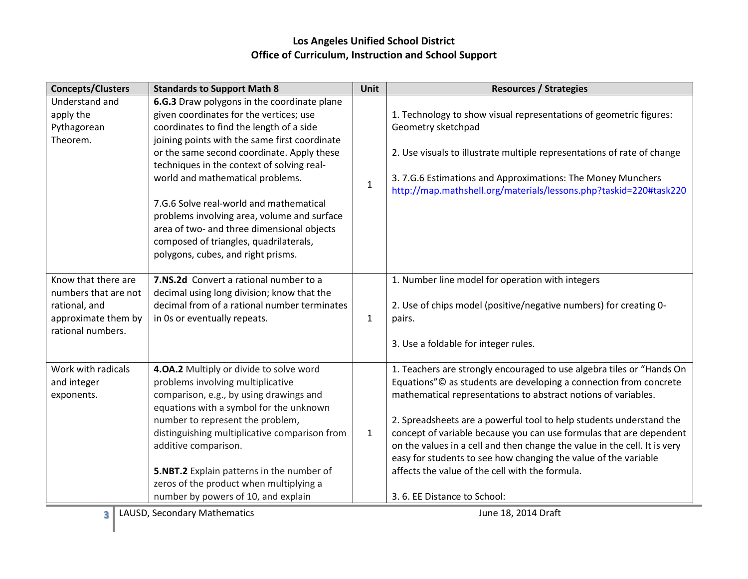**Los Angeles Unified School District**
**Office of Curriculum, Instruction and School Support**

| Concepts/Clusters | Standards to Support Math 8 | Unit | Resources / Strategies |
|---|---|---|---|
| Understand and apply the Pythagorean Theorem. | **6.G.3** Draw polygons in the coordinate plane given coordinates for the vertices; use coordinates to find the length of a side joining points with the same first coordinate or the same second coordinate. Apply these techniques in the context of solving real-world and mathematical problems.<br><br>7.G.6 Solve real-world and mathematical problems involving area, volume and surface area of two- and three dimensional objects composed of triangles, quadrilaterals, polygons, cubes, and right prisms. | 1 | 1. Technology to show visual representations of geometric figures: Geometry sketchpad<br><br>2. Use visuals to illustrate multiple representations of rate of change<br><br>3. 7.G.6 Estimations and Approximations: The Money Munchers http://map.mathshell.org/materials/lessons.php?taskid=220#task220 |
| Know that there are numbers that are not rational, and approximate them by rational numbers. | **7.NS.2d** Convert a rational number to a decimal using long division; know that the decimal from of a rational number terminates in 0s or eventually repeats. | 1 | 1. Number line model for operation with integers<br><br>2. Use of chips model (positive/negative numbers) for creating 0-pairs.<br><br>3. Use a foldable for integer rules. |
| Work with radicals and integer exponents. | **4.OA.2** Multiply or divide to solve word problems involving multiplicative comparison, e.g., by using drawings and equations with a symbol for the unknown number to represent the problem, distinguishing multiplicative comparison from additive comparison.<br><br>**5.NBT.2** Explain patterns in the number of zeros of the product when multiplying a number by powers of 10, and explain | 1 | 1. Teachers are strongly encouraged to use algebra tiles or "Hands On Equations"© as students are developing a connection from concrete mathematical representations to abstract notions of variables.<br><br>2. Spreadsheets are a powerful tool to help students understand the concept of variable because you can use formulas that are dependent on the values in a cell and then change the value in the cell. It is very easy for students to see how changing the value of the variable affects the value of the cell with the formula.<br><br>3. 6. EE Distance to School: |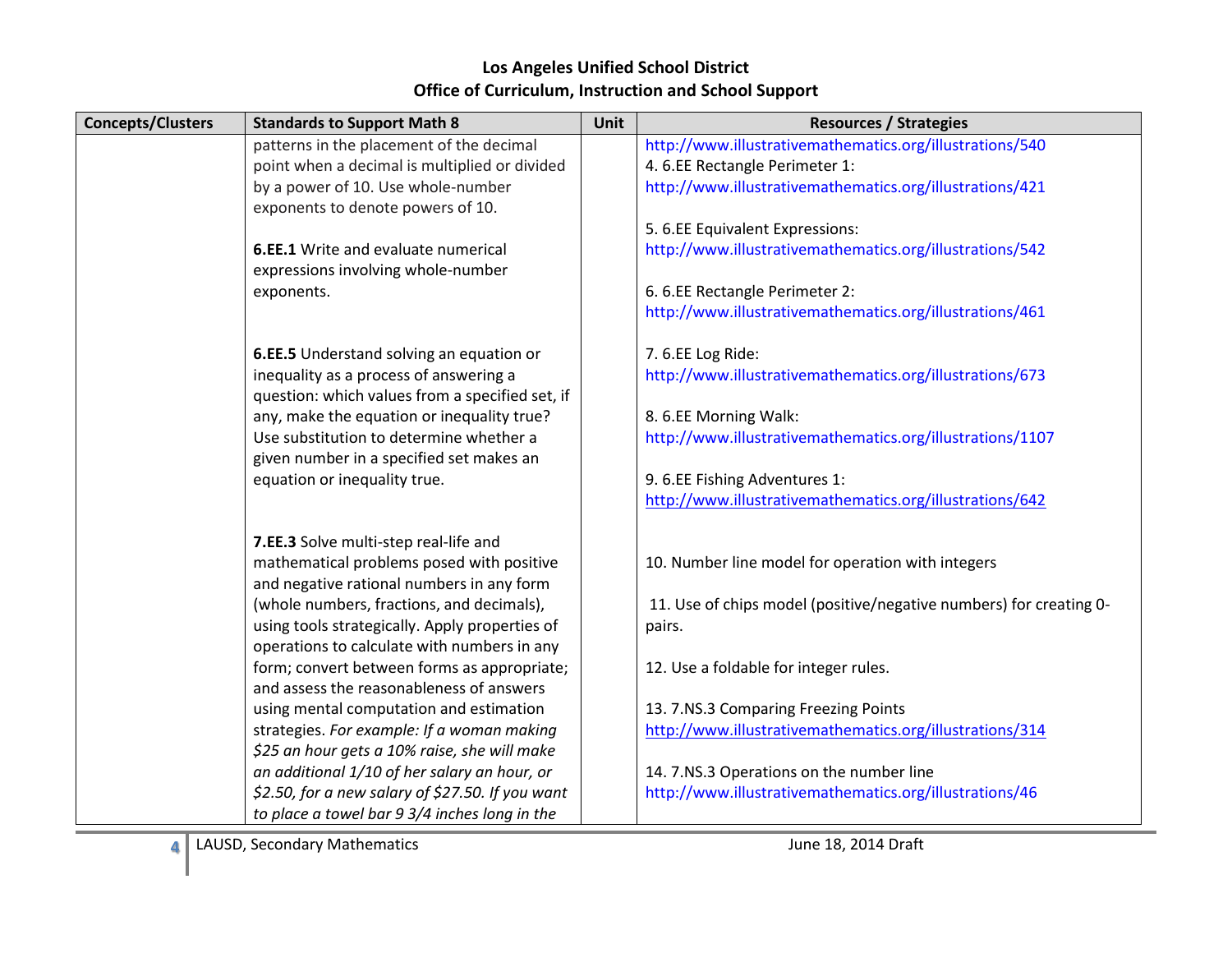| Concepts/Clusters | Standards to Support Math 8 | Unit | Resources / Strategies |
|---|---|---|---|
| | patterns in the placement of the decimal point when a decimal is multiplied or divided by a power of 10. Use whole-number exponents to denote powers of 10.<br><br>**6.EE.1** Write and evaluate numerical expressions involving whole-number exponents.<br><br>**6.EE.5** Understand solving an equation or inequality as a process of answering a question: which values from a specified set, if any, make the equation or inequality true? Use substitution to determine whether a given number in a specified set makes an equation or inequality true.<br><br>**7.EE.3** Solve multi-step real-life and mathematical problems posed with positive and negative rational numbers in any form (whole numbers, fractions, and decimals), using tools strategically. Apply properties of operations to calculate with numbers in any form; convert between forms as appropriate; and assess the reasonableness of answers using mental computation and estimation strategies. *For example: If a woman making $25 an hour gets a 10% raise, she will make an additional 1/10 of her salary an hour, or $2.50, for a new salary of $27.50. If you want to place a towel bar 9 3/4 inches long in the* | | http://www.illustrativemathematics.org/illustrations/540<br>4. 6.EE Rectangle Perimeter 1: http://www.illustrativemathematics.org/illustrations/421<br><br>5. 6.EE Equivalent Expressions: http://www.illustrativemathematics.org/illustrations/542<br><br>6. 6.EE Rectangle Perimeter 2: http://www.illustrativemathematics.org/illustrations/461<br><br>7. 6.EE Log Ride: http://www.illustrativemathematics.org/illustrations/673<br><br>8. 6.EE Morning Walk: http://www.illustrativemathematics.org/illustrations/1107<br><br>9. 6.EE Fishing Adventures 1: http://www.illustrativemathematics.org/illustrations/642<br><br>10. Number line model for operation with integers<br><br>11. Use of chips model (positive/negative numbers) for creating 0-pairs.<br><br>12. Use a foldable for integer rules.<br><br>13. 7.NS.3 Comparing Freezing Points http://www.illustrativemathematics.org/illustrations/314<br><br>14. 7.NS.3 Operations on the number line http://www.illustrativemathematics.org/illustrations/46 |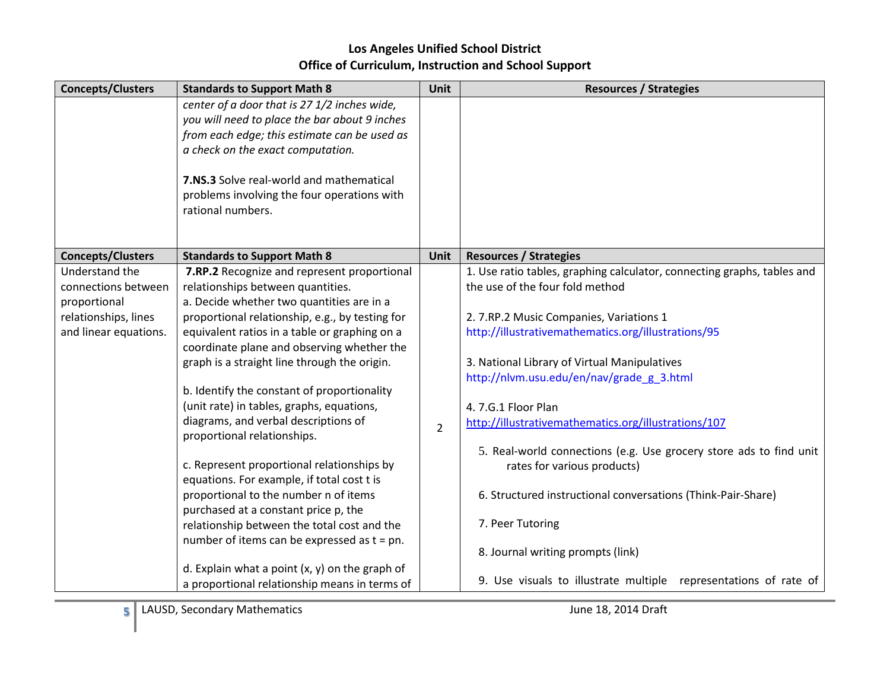# Los Angeles Unified School District
## Office of Curriculum, Instruction and School Support

| Concepts/Clusters | Standards to Support Math 8 | Unit | Resources / Strategies |
|---|---|---|---|
| | *center of a door that is 27 1/2 inches wide, you will need to place the bar about 9 inches from each edge; this estimate can be used as a check on the exact computation.*<br><br>**7.NS.3** Solve real-world and mathematical problems involving the four operations with rational numbers. | | |

| Concepts/Clusters | Standards to Support Math 8 | Unit | Resources / Strategies |
|---|---|---|---|
| Understand the connections between proportional relationships, lines and linear equations. | **7.RP.2** Recognize and represent proportional relationships between quantities.<br>a. Decide whether two quantities are in a proportional relationship, e.g., by testing for equivalent ratios in a table or graphing on a coordinate plane and observing whether the graph is a straight line through the origin.<br><br>b. Identify the constant of proportionality (unit rate) in tables, graphs, equations, diagrams, and verbal descriptions of proportional relationships.<br><br>c. Represent proportional relationships by equations. For example, if total cost t is proportional to the number n of items purchased at a constant price p, the relationship between the total cost and the number of items can be expressed as $t = pn$.<br><br>d. Explain what a point $(x, y)$ on the graph of a proportional relationship means in terms of | 2 | 1. Use ratio tables, graphing calculator, connecting graphs, tables and the use of the four fold method<br><br>2. 7.RP.2 Music Companies, Variations 1 http://illustrativemathematics.org/illustrations/95<br><br>3. National Library of Virtual Manipulatives http://nlvm.usu.edu/en/nav/grade_g_3.html<br><br>4. 7.G.1 Floor Plan http://illustrativemathematics.org/illustrations/107<br><br>5. Real-world connections (e.g. Use grocery store ads to find unit rates for various products)<br><br>6. Structured instructional conversations (Think-Pair-Share)<br><br>7. Peer Tutoring<br><br>8. Journal writing prompts (link)<br><br>9. Use visuals to illustrate multiple representations of rate of |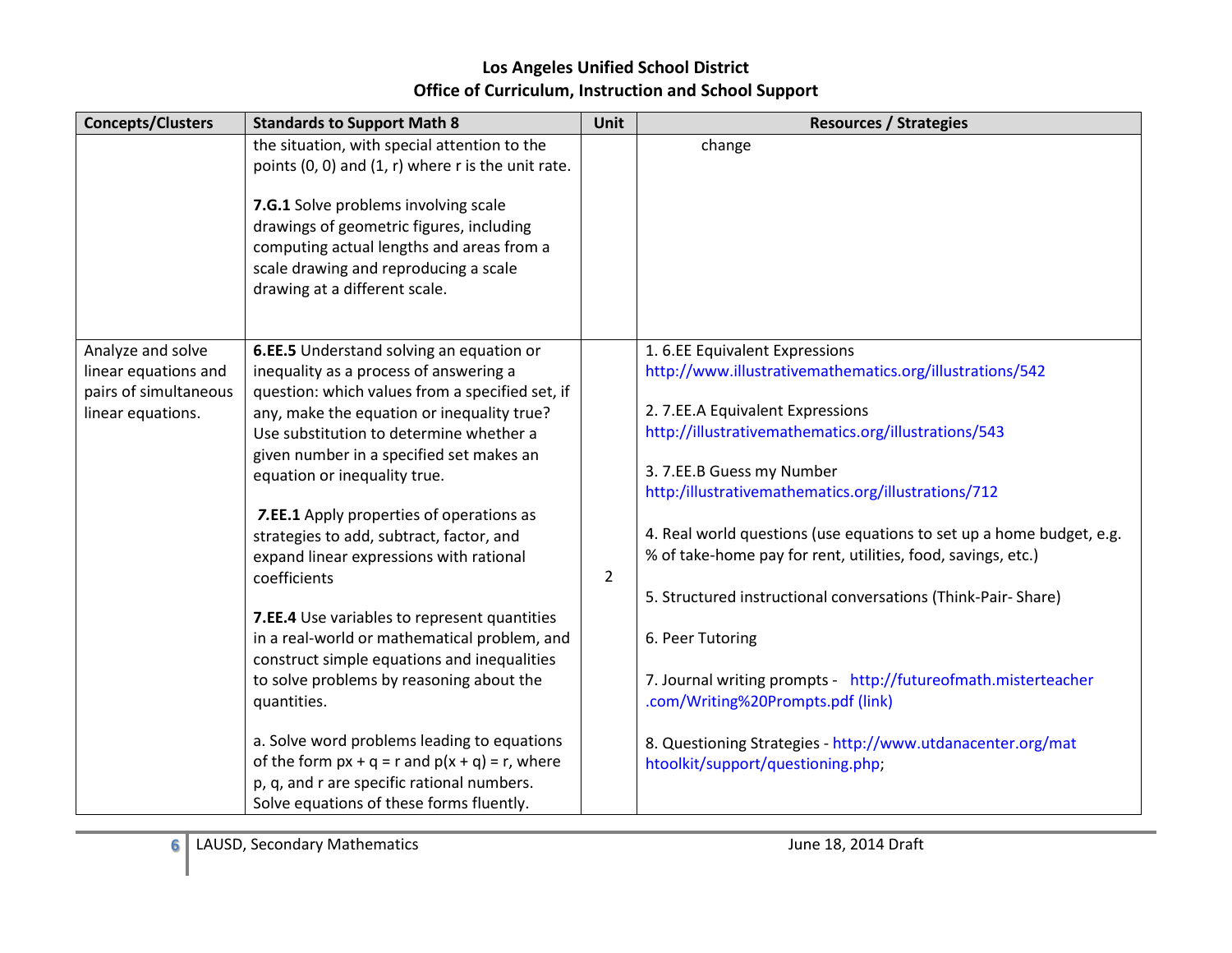| Concepts/Clusters | Standards to Support Math 8 | Unit | Resources / Strategies |
| --- | --- | --- | --- |
| | the situation, with special attention to the points (0, 0) and (1, r) where r is the unit rate.<br><br>**7.G.1** Solve problems involving scale drawings of geometric figures, including computing actual lengths and areas from a scale drawing and reproducing a scale drawing at a different scale. | | change |
| Analyze and solve linear equations and pairs of simultaneous linear equations. | **6.EE.5** Understand solving an equation or inequality as a process of answering a question: which values from a specified set, if any, make the equation or inequality true? Use substitution to determine whether a given number in a specified set makes an equation or inequality true.<br><br>***7.EE.1*** Apply properties of operations as strategies to add, subtract, factor, and expand linear expressions with rational coefficients<br><br>**7.EE.4** Use variables to represent quantities in a real-world or mathematical problem, and construct simple equations and inequalities to solve problems by reasoning about the quantities.<br><br>a. Solve word problems leading to equations of the form $px + q = r$ and $p(x + q) = r$, where p, q, and r are specific rational numbers. Solve equations of these forms fluently. | 2 | 1. 6.EE Equivalent Expressions http://www.illustrativemathematics.org/illustrations/542<br><br>2. 7.EE.A Equivalent Expressions http://illustrativemathematics.org/illustrations/543<br><br>3. 7.EE.B Guess my Number http:/illustrativemathematics.org/illustrations/712<br><br>4. Real world questions (use equations to set up a home budget, e.g. % of take-home pay for rent, utilities, food, savings, etc.)<br><br>5. Structured instructional conversations (Think-Pair- Share)<br><br>6. Peer Tutoring<br><br>7. Journal writing prompts - http://futureofmath.misterteacher.com/Writing%20Prompts.pdf (link)<br><br>8. Questioning Strategies - http://www.utdanacenter.org/mathtoolkit/support/questioning.php; |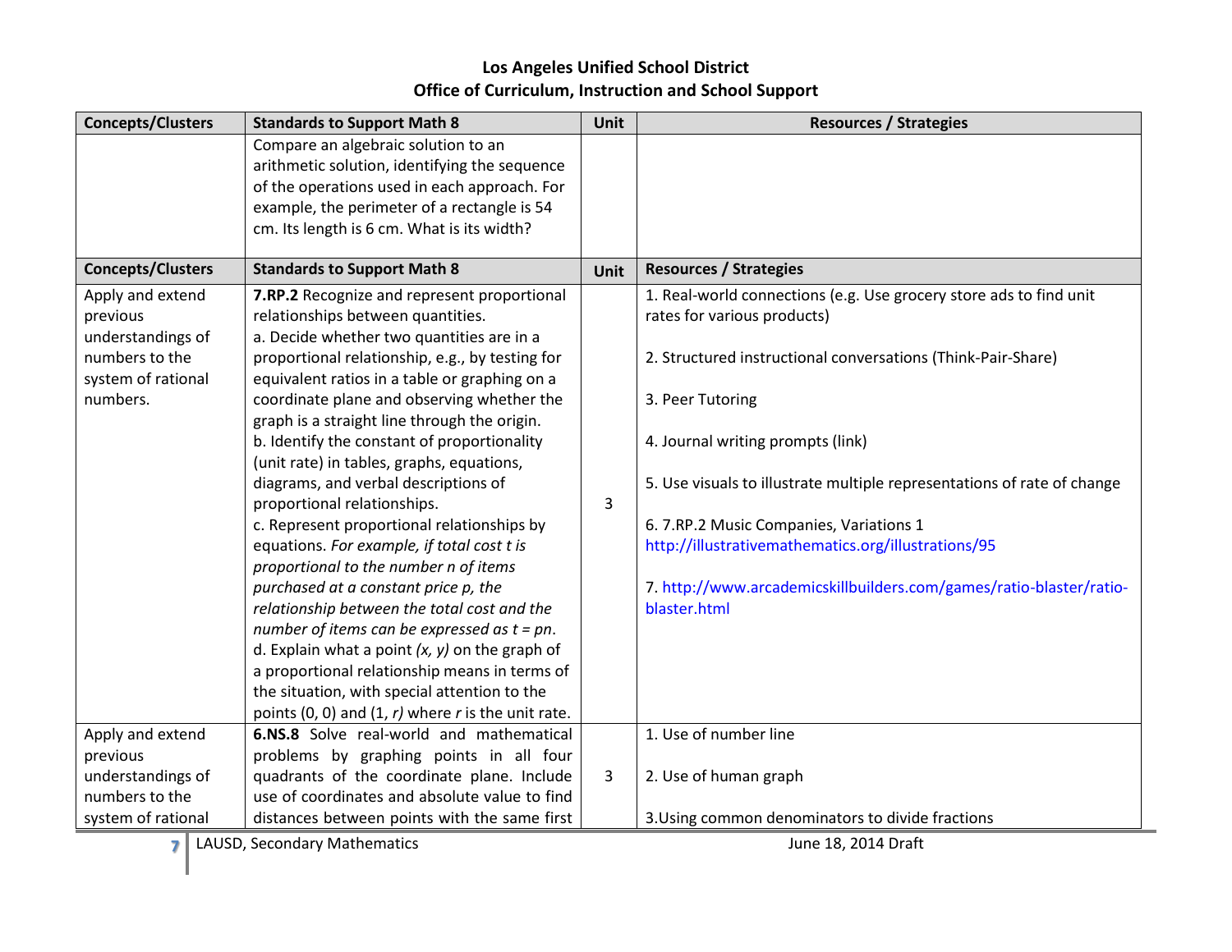# Los Angeles Unified School District
## Office of Curriculum, Instruction and School Support

| Concepts/Clusters | Standards to Support Math 8 | Unit | Resources / Strategies |
|---|---|---|---|
| | Compare an algebraic solution to an arithmetic solution, identifying the sequence of the operations used in each approach. For example, the perimeter of a rectangle is 54 cm. Its length is 6 cm. What is its width? | | |

| Concepts/Clusters | Standards to Support Math 8 | Unit | Resources / Strategies |
|---|---|---|---|
| Apply and extend previous understandings of numbers to the system of rational numbers. | **7.RP.2** Recognize and represent proportional relationships between quantities.<br>a. Decide whether two quantities are in a proportional relationship, e.g., by testing for equivalent ratios in a table or graphing on a coordinate plane and observing whether the graph is a straight line through the origin.<br>b. Identify the constant of proportionality (unit rate) in tables, graphs, equations, diagrams, and verbal descriptions of proportional relationships.<br>c. Represent proportional relationships by equations. *For example, if total cost $t$ is proportional to the number $n$ of items purchased at a constant price $p$, the relationship between the total cost and the number of items can be expressed as $t = pn$.*<br>d. Explain what a point $(x, y)$ on the graph of a proportional relationship means in terms of the situation, with special attention to the points $(0, 0)$ and $(1, r)$ where $r$ is the unit rate. | 3 | 1. Real-world connections (e.g. Use grocery store ads to find unit rates for various products)<br><br>2. Structured instructional conversations (Think-Pair-Share)<br><br>3. Peer Tutoring<br><br>4. Journal writing prompts (link)<br><br>5. Use visuals to illustrate multiple representations of rate of change<br><br>6. 7.RP.2 Music Companies, Variations 1 http://illustrativemathematics.org/illustrations/95<br><br>7. http://www.arcademicskillbuilders.com/games/ratio-blaster/ratio-blaster.html |
| Apply and extend previous understandings of numbers to the system of rational | **6.NS.8** Solve real-world and mathematical problems by graphing points in all four quadrants of the coordinate plane. Include use of coordinates and absolute value to find distances between points with the same first | 3 | 1. Use of number line<br><br>2. Use of human graph<br><br>3.Using common denominators to divide fractions |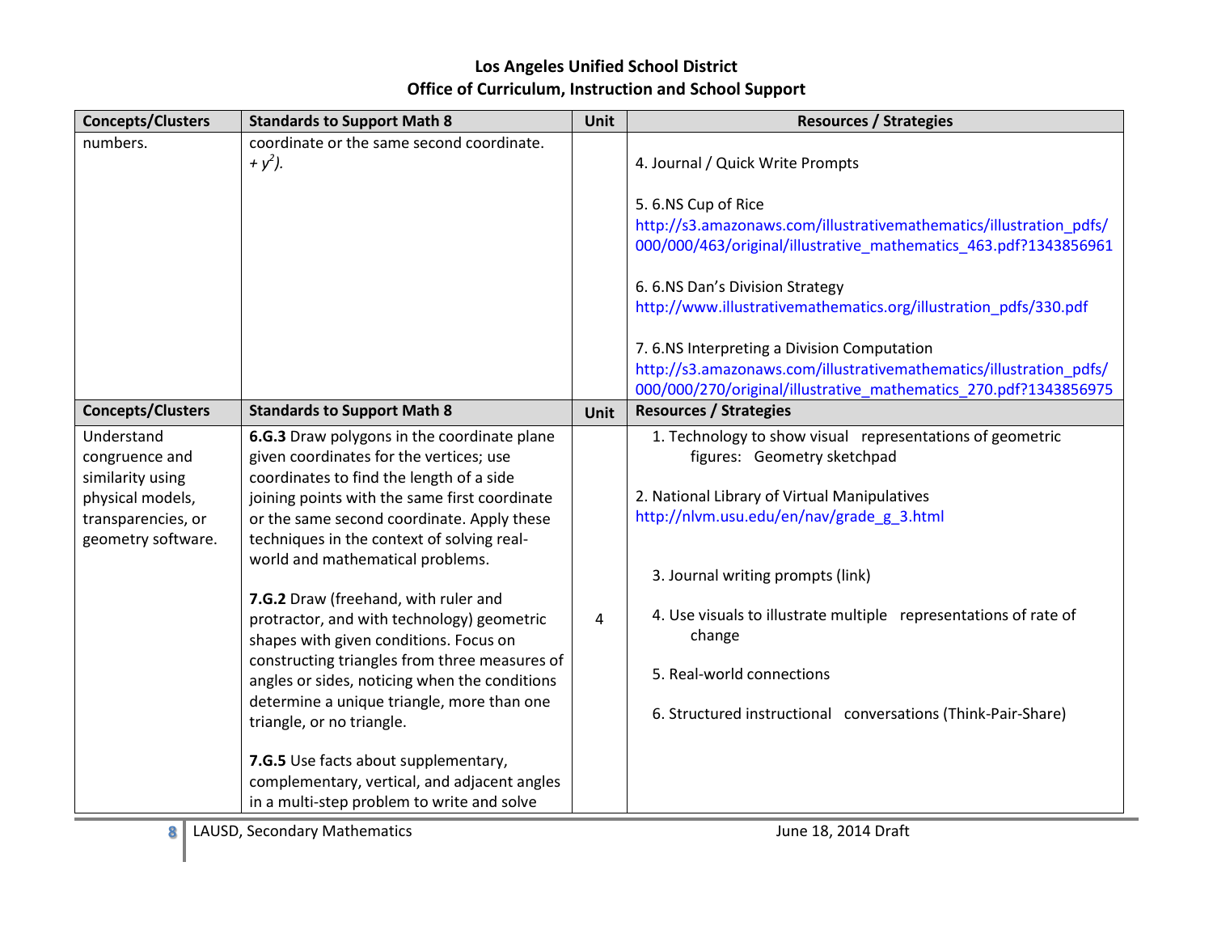| Concepts/Clusters | Standards to Support Math 8 | Unit | Resources / Strategies |
|---|---|---|---|
| numbers. | coordinate or the same second coordinate. *+ $y^2$).* | | 4. Journal / Quick Write Prompts<br><br>5. 6.NS Cup of Rice http://s3.amazonaws.com/illustrativemathematics/illustration_pdfs/000/000/463/original/illustrative_mathematics_463.pdf?1343856961<br><br>6. 6.NS Dan's Division Strategy http://www.illustrativemathematics.org/illustration_pdfs/330.pdf<br><br>7. 6.NS Interpreting a Division Computation http://s3.amazonaws.com/illustrativemathematics/illustration_pdfs/000/000/270/original/illustrative_mathematics_270.pdf?1343856975 |
| **Concepts/Clusters** | **Standards to Support Math 8** | **Unit** | **Resources / Strategies** |
| Understand congruence and similarity using physical models, transparencies, or geometry software. | **6.G.3** Draw polygons in the coordinate plane given coordinates for the vertices; use coordinates to find the length of a side joining points with the same first coordinate or the same second coordinate. Apply these techniques in the context of solving real-world and mathematical problems.<br><br>**7.G.2** Draw (freehand, with ruler and protractor, and with technology) geometric shapes with given conditions. Focus on constructing triangles from three measures of angles or sides, noticing when the conditions determine a unique triangle, more than one triangle, or no triangle.<br><br>**7.G.5** Use facts about supplementary, complementary, vertical, and adjacent angles in a multi-step problem to write and solve | 4 | 1. Technology to show visual representations of geometric figures: Geometry sketchpad<br><br>2. National Library of Virtual Manipulatives http://nlvm.usu.edu/en/nav/grade_g_3.html<br><br>3. Journal writing prompts (link)<br><br>4. Use visuals to illustrate multiple representations of rate of change<br><br>5. Real-world connections<br><br>6. Structured instructional conversations (Think-Pair-Share) |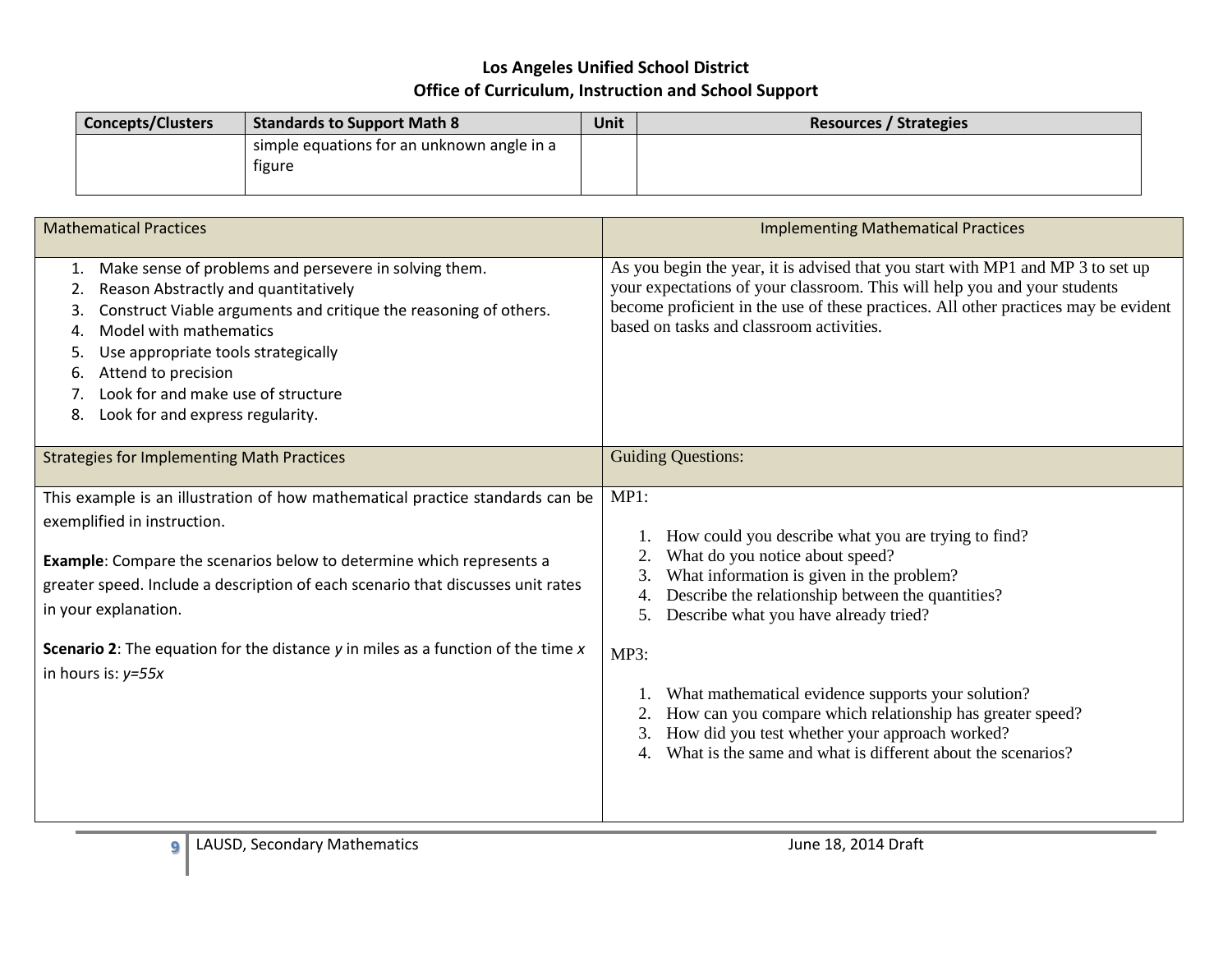# Los Angeles Unified School District
## Office of Curriculum, Instruction and School Support

| Concepts/Clusters | Standards to Support Math 8 | Unit | Resources / Strategies |
|---|---|---|---|
| | simple equations for an unknown angle in a figure | | |

| Mathematical Practices | Implementing Mathematical Practices |
|---|---|
| 1. Make sense of problems and persevere in solving them.<br>2. Reason Abstractly and quantitatively<br>3. Construct Viable arguments and critique the reasoning of others.<br>4. Model with mathematics<br>5. Use appropriate tools strategically<br>6. Attend to precision<br>7. Look for and make use of structure<br>8. Look for and express regularity. | As you begin the year, it is advised that you start with MP1 and MP 3 to set up your expectations of your classroom. This will help you and your students become proficient in the use of these practices. All other practices may be evident based on tasks and classroom activities. |
| **Strategies for Implementing Math Practices** | **Guiding Questions:** |
| This example is an illustration of how mathematical practice standards can be exemplified in instruction.<br><br>**Example**: Compare the scenarios below to determine which represents a greater speed. Include a description of each scenario that discusses unit rates in your explanation.<br><br>**Scenario 2**: The equation for the distance *y* in miles as a function of the time *x* in hours is: $y=55x$ | MP1:<br>1. How could you describe what you are trying to find?<br>2. What do you notice about speed?<br>3. What information is given in the problem?<br>4. Describe the relationship between the quantities?<br>5. Describe what you have already tried?<br><br>MP3:<br>1. What mathematical evidence supports your solution?<br>2. How can you compare which relationship has greater speed?<br>3. How did you test whether your approach worked?<br>4. What is the same and what is different about the scenarios? |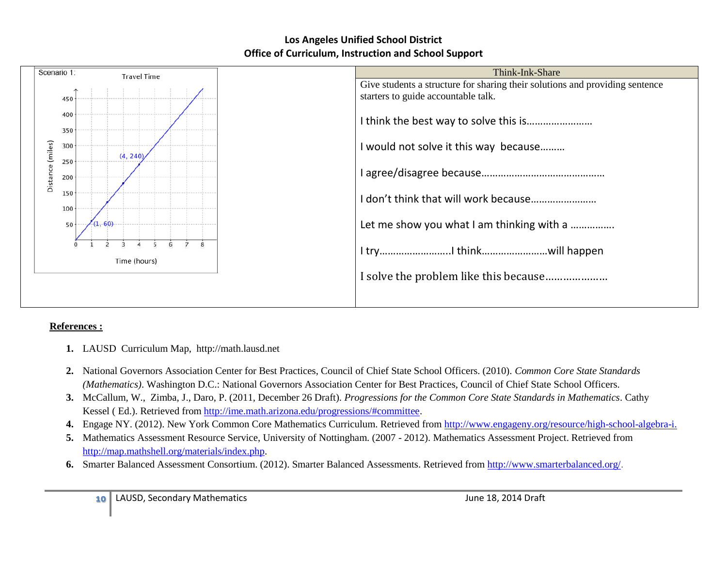| Scenario 1: | Think-Ink-Share |
|---|---|
| Travel Time (graph: Distance (miles) vs. Time (hours); points (1, 60), (4, 240)) | Give students a structure for sharing their solutions and providing sentence starters to guide accountable talk.<br><br>I think the best way to solve this is……………………<br><br>I would not solve it this way because………<br><br>I agree/disagree because………………………………………<br><br>I don't think that will work because……………………<br><br>Let me show you what I am thinking with a …………….<br><br>I try……………………..I think……………………will happen<br><br>I solve the problem like this because………………… |

**References :**

1. LAUSD Curriculum Map, http://math.lausd.net
2. National Governors Association Center for Best Practices, Council of Chief State School Officers. (2010). *Common Core State Standards (Mathematics)*. Washington D.C.: National Governors Association Center for Best Practices, Council of Chief State School Officers.
3. McCallum, W., Zimba, J., Daro, P. (2011, December 26 Draft). *Progressions for the Common Core State Standards in Mathematics*. Cathy Kessel ( Ed.). Retrieved from http://ime.math.arizona.edu/progressions/#committee.
4. Engage NY. (2012). New York Common Core Mathematics Curriculum. Retrieved from http://www.engageny.org/resource/high-school-algebra-i.
5. Mathematics Assessment Resource Service, University of Nottingham. (2007 - 2012). Mathematics Assessment Project. Retrieved from http://map.mathshell.org/materials/index.php.
6. Smarter Balanced Assessment Consortium. (2012). Smarter Balanced Assessments. Retrieved from http://www.smarterbalanced.org/.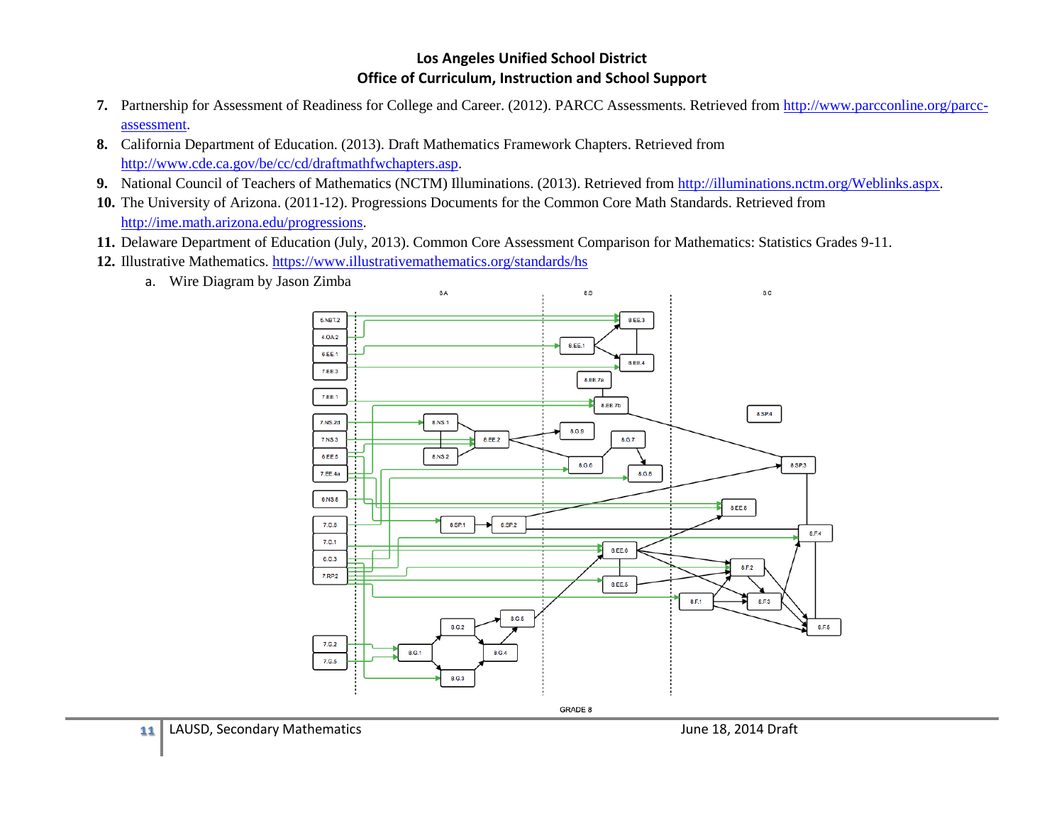7. Partnership for Assessment of Readiness for College and Career. (2012). PARCC Assessments. Retrieved from [http://www.parcconline.org/parcc-assessment](http://www.parcconline.org/parcc-assessment).
8. California Department of Education. (2013). Draft Mathematics Framework Chapters. Retrieved from [http://www.cde.ca.gov/be/cc/cd/draftmathfwchapters.asp](http://www.cde.ca.gov/be/cc/cd/draftmathfwchapters.asp).
9. National Council of Teachers of Mathematics (NCTM) Illuminations. (2013). Retrieved from [http://illuminations.nctm.org/Weblinks.aspx](http://illuminations.nctm.org/Weblinks.aspx).
10. The University of Arizona. (2011-12). Progressions Documents for the Common Core Math Standards. Retrieved from [http://ime.math.arizona.edu/progressions](http://ime.math.arizona.edu/progressions).
11. Delaware Department of Education (July, 2013). Common Core Assessment Comparison for Mathematics: Statistics Grades 9-11.
12. Illustrative Mathematics. [https://www.illustrativemathematics.org/standards/hs](https://www.illustrativemathematics.org/standards/hs)
    a. Wire Diagram by Jason Zimba

8.A
8.B
8.C

5.NBT.2
4.OA.2
6.EE.1
7.EE.3
7.EE.1
7.NS.2d
7.NS.3
6.EE.5
7.EE.4a
6.NS.8
7.G.6
7.G.1
6.G.3
7.RP2
7.G.2
7.G.5

8.EE.3
8.EE.1
8.EE.4
8.EE.7a
8.EE.7b
8.NS.1
8.EE.2
8.NS.2
8.G.9
8.G.7
8.G.6
8.G.8
8.SP4
8.SP.3
8.EE.8
8.SP.1
8.SP.2
8.F.4
8.EE.6
8.F.2
8.EE.5
8.F.1
8.F.3
8.F.5
8.G.2
8.G.5
8.G.1
8.G.4
8.G.3

GRADE 8